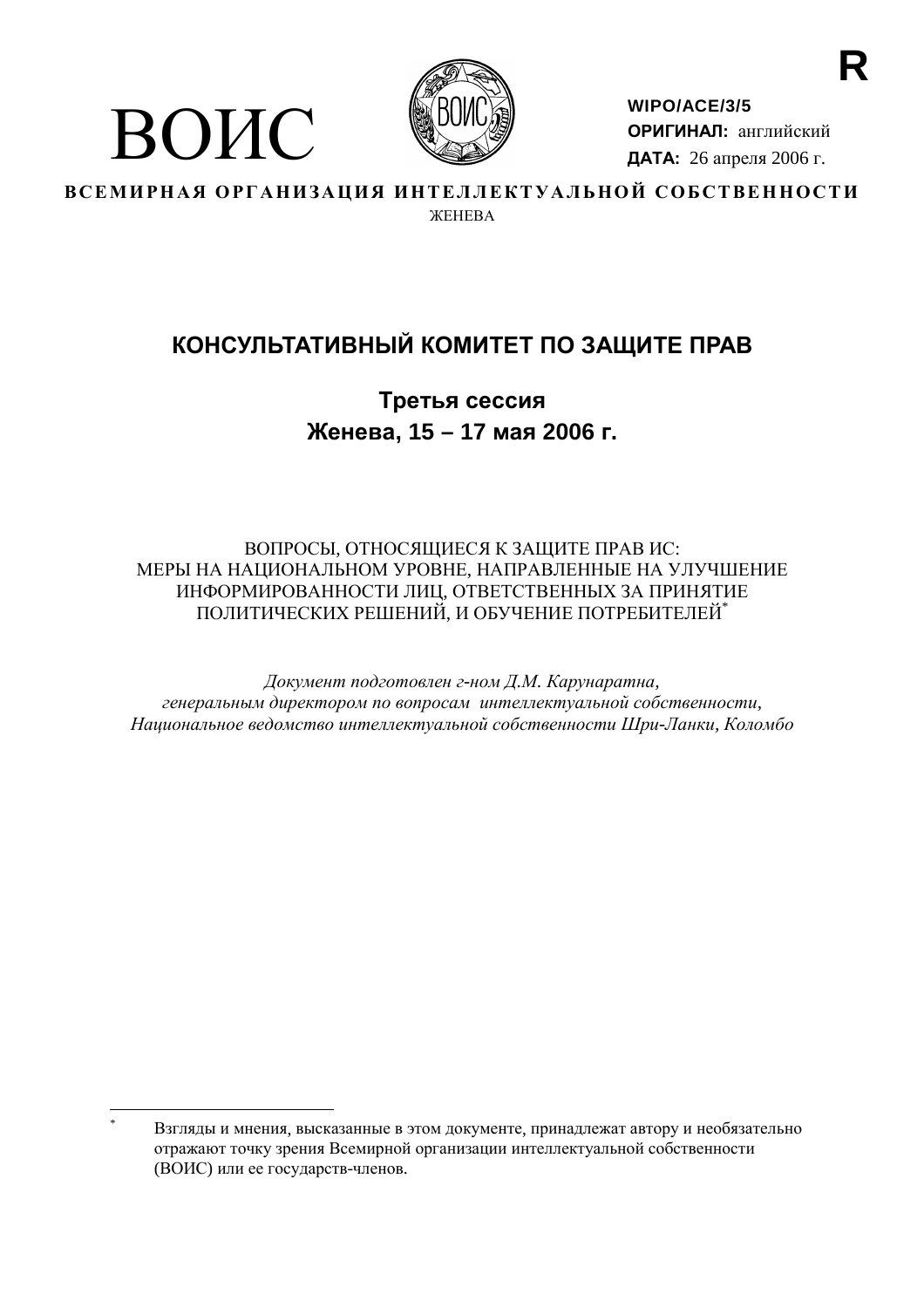R

# ВОИС

**WIPO/ACE/3/5**
**ОРИГИНАЛ:** английский
**ДАТА:** 26 апреля 2006 г.

**ВСЕМИРНАЯ ОРГАНИЗАЦИЯ ИНТЕЛЛЕКТУАЛЬНОЙ СОБСТВЕННОСТИ**
ЖЕНЕВА

## КОНСУЛЬТАТИВНЫЙ КОМИТЕТ ПО ЗАЩИТЕ ПРАВ

### Третья сессия
### Женева, 15 – 17 мая 2006 г.

ВОПРОСЫ, ОТНОСЯЩИЕСЯ К ЗАЩИТЕ ПРАВ ИС:
МЕРЫ НА НАЦИОНАЛЬНОМ УРОВНЕ, НАПРАВЛЕННЫЕ НА УЛУЧШЕНИЕ ИНФОРМИРОВАННОСТИ ЛИЦ, ОТВЕТСТВЕННЫХ ЗА ПРИНЯТИЕ ПОЛИТИЧЕСКИХ РЕШЕНИЙ, И ОБУЧЕНИЕ ПОТРЕБИТЕЛЕЙ*

*Документ подготовлен г-ном Д.М. Карунаратна, генеральным директором по вопросам интеллектуальной собственности, Национальное ведомство интеллектуальной собственности Шри-Ланки, Коломбо*

---

* Взгляды и мнения, высказанные в этом документе, принадлежат автору и необязательно отражают точку зрения Всемирной организации интеллектуальной собственности (ВОИС) или ее государств-членов.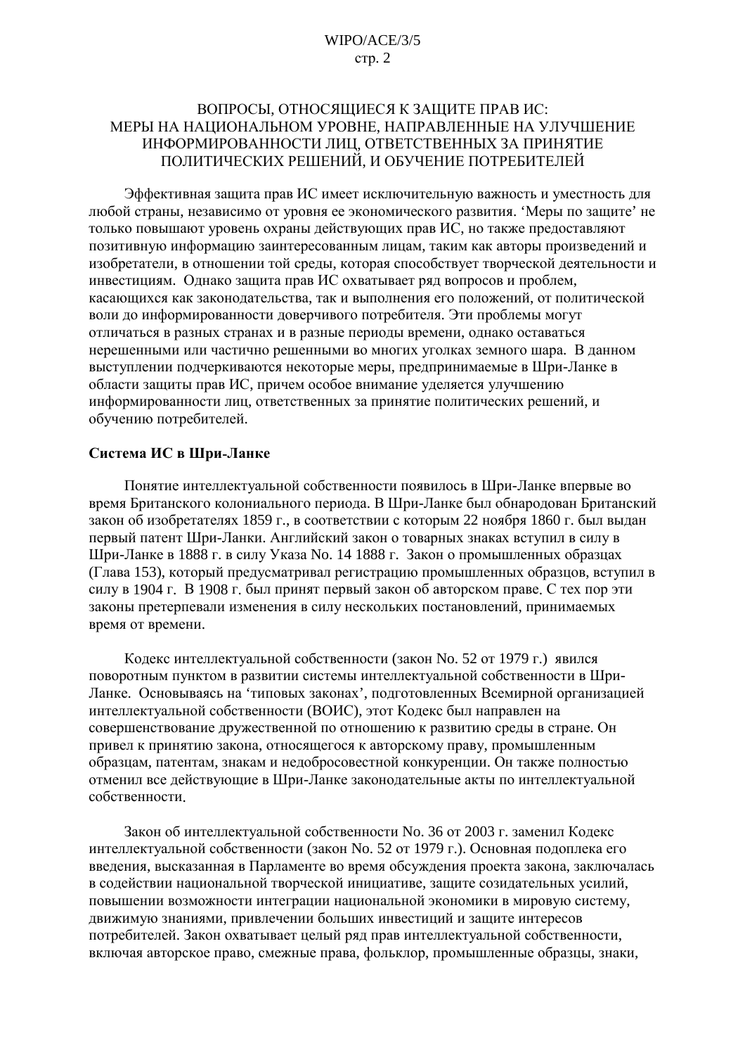# ВОПРОСЫ, ОТНОСЯЩИЕСЯ К ЗАЩИТЕ ПРАВ ИС: МЕРЫ НА НАЦИОНАЛЬНОМ УРОВНЕ, НАПРАВЛЕННЫЕ НА УЛУЧШЕНИЕ ИНФОРМИРОВАННОСТИ ЛИЦ, ОТВЕТСТВЕННЫХ ЗА ПРИНЯТИЕ ПОЛИТИЧЕСКИХ РЕШЕНИЙ, И ОБУЧЕНИЕ ПОТРЕБИТЕЛЕЙ

Эффективная защита прав ИС имеет исключительную важность и уместность для любой страны, независимо от уровня ее экономического развития. 'Меры по защите' не только повышают уровень охраны действующих прав ИС, но также предоставляют позитивную информацию заинтересованным лицам, таким как авторы произведений и изобретатели, в отношении той среды, которая способствует творческой деятельности и инвестициям. Однако защита прав ИС охватывает ряд вопросов и проблем, касающихся как законодательства, так и выполнения его положений, от политической воли до информированности доверчивого потребителя. Эти проблемы могут отличаться в разных странах и в разные периоды времени, однако оставаться нерешенными или частично решенными во многих уголках земного шара. В данном выступлении подчеркиваются некоторые меры, предпринимаемые в Шри-Ланке в области защиты прав ИС, причем особое внимание уделяется улучшению информированности лиц, ответственных за принятие политических решений, и обучению потребителей.

**Система ИС в Шри-Ланке**

Понятие интеллектуальной собственности появилось в Шри-Ланке впервые во время Британского колониального периода. В Шри-Ланке был обнародован Британский закон об изобретателях 1859 г., в соответствии с которым 22 ноября 1860 г. был выдан первый патент Шри-Ланки. Английский закон о товарных знаках вступил в силу в Шри-Ланке в 1888 г. в силу Указа No. 14 1888 г. Закон о промышленных образцах (Глава 153), который предусматривал регистрацию промышленных образцов, вступил в силу в 1904 г. В 1908 г. был принят первый закон об авторском праве. С тех пор эти законы претерпевали изменения в силу нескольких постановлений, принимаемых время от времени.

Кодекс интеллектуальной собственности (закон No. 52 от 1979 г.) явился поворотным пунктом в развитии системы интеллектуальной собственности в Шри-Ланке. Основываясь на 'типовых законах', подготовленных Всемирной организацией интеллектуальной собственности (ВОИС), этот Кодекс был направлен на совершенствование дружественной по отношению к развитию среды в стране. Он привел к принятию закона, относящегося к авторскому праву, промышленным образцам, патентам, знакам и недобросовестной конкуренции. Он также полностью отменил все действующие в Шри-Ланке законодательные акты по интеллектуальной собственности.

Закон об интеллектуальной собственности No. 36 от 2003 г. заменил Кодекс интеллектуальной собственности (закон No. 52 от 1979 г.). Основная подоплека его введения, высказанная в Парламенте во время обсуждения проекта закона, заключалась в содействии национальной творческой инициативе, защите созидательных усилий, повышении возможности интеграции национальной экономики в мировую систему, движимую знаниями, привлечении больших инвестиций и защите интересов потребителей. Закон охватывает целый ряд прав интеллектуальной собственности, включая авторское право, смежные права, фольклор, промышленные образцы, знаки,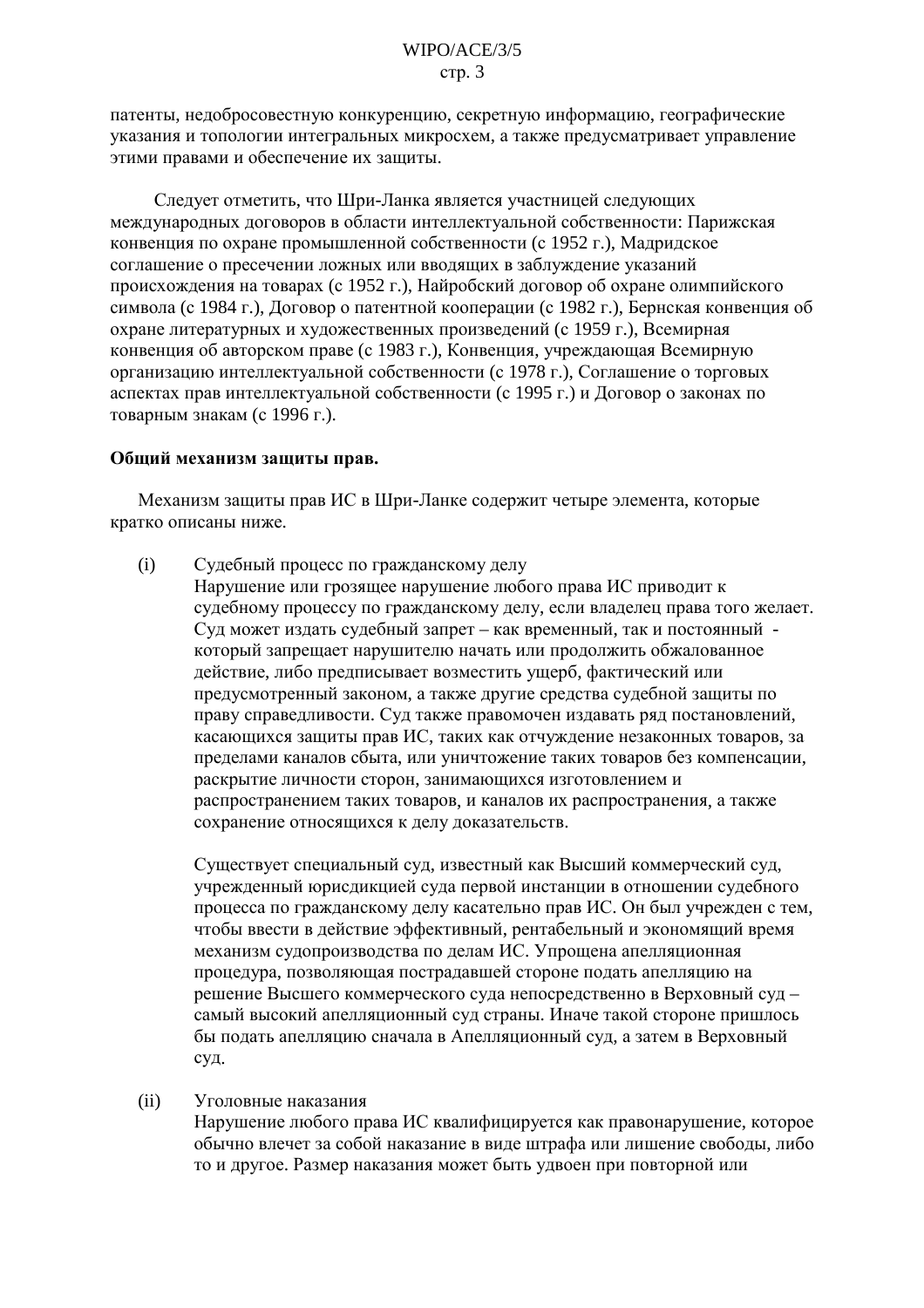патенты, недобросовестную конкуренцию, секретную информацию, географические указания и топологии интегральных микросхем, а также предусматривает управление этими правами и обеспечение их защиты.

Следует отметить, что Шри-Ланка является участницей следующих международных договоров в области интеллектуальной собственности: Парижская конвенция по охране промышленной собственности (с 1952 г.), Мадридское соглашение о пресечении ложных или вводящих в заблуждение указаний происхождения на товарах (с 1952 г.), Найробский договор об охране олимпийского символа (с 1984 г.), Договор о патентной кооперации (с 1982 г.), Бернская конвенция об охране литературных и художественных произведений (с 1959 г.), Всемирная конвенция об авторском праве (с 1983 г.), Конвенция, учреждающая Всемирную организацию интеллектуальной собственности (с 1978 г.), Соглашение о торговых аспектах прав интеллектуальной собственности (с 1995 г.) и Договор о законах по товарным знакам (с 1996 г.).

**Общий механизм защиты прав.**

Механизм защиты прав ИС в Шри-Ланке содержит четыре элемента, которые кратко описаны ниже.

(i) Судебный процесс по гражданскому делу

Нарушение или грозящее нарушение любого права ИС приводит к судебному процессу по гражданскому делу, если владелец права того желает. Суд может издать судебный запрет – как временный, так и постоянный - который запрещает нарушителю начать или продолжить обжалованное действие, либо предписывает возместить ущерб, фактический или предусмотренный законом, а также другие средства судебной защиты по праву справедливости. Суд также правомочен издавать ряд постановлений, касающихся защиты прав ИС, таких как отчуждение незаконных товаров, за пределами каналов сбыта, или уничтожение таких товаров без компенсации, раскрытие личности сторон, занимающихся изготовлением и распространением таких товаров, и каналов их распространения, а также сохранение относящихся к делу доказательств.

Существует специальный суд, известный как Высший коммерческий суд, учрежденный юрисдикцией суда первой инстанции в отношении судебного процесса по гражданскому делу касательно прав ИС. Он был учрежден с тем, чтобы ввести в действие эффективный, рентабельный и экономящий время механизм судопроизводства по делам ИС. Упрощена апелляционная процедура, позволяющая пострадавшей стороне подать апелляцию на решение Высшего коммерческого суда непосредственно в Верховный суд – самый высокий апелляционный суд страны. Иначе такой стороне пришлось бы подать апелляцию сначала в Апелляционный суд, а затем в Верховный суд.

(ii) Уголовные наказания

Нарушение любого права ИС квалифицируется как правонарушение, которое обычно влечет за собой наказание в виде штрафа или лишение свободы, либо то и другое. Размер наказания может быть удвоен при повторной или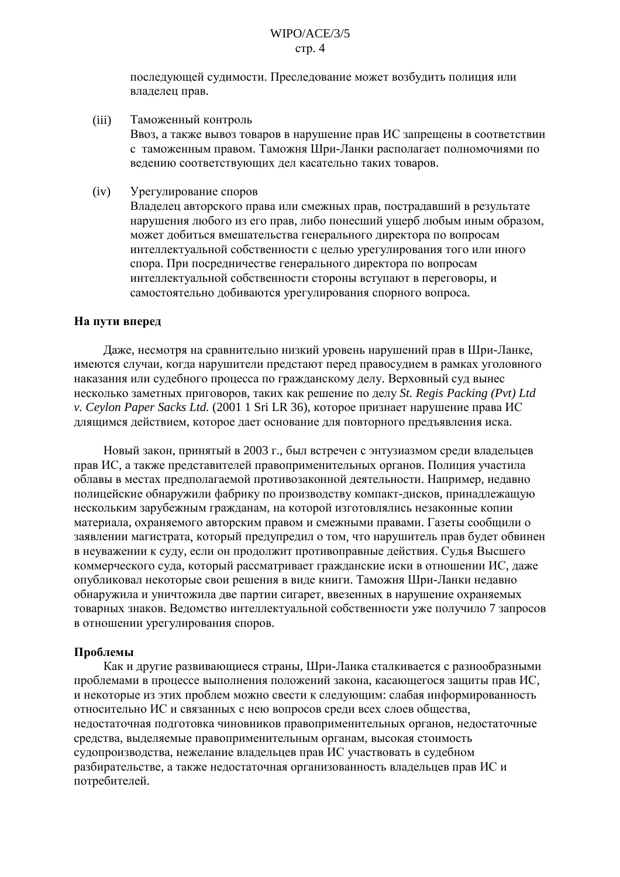последующей судимости. Преследование может возбудить полиция или владелец прав.

(iii) Таможенный контроль
Ввоз, а также вывоз товаров в нарушение прав ИС запрещены в соответствии с таможенным правом. Таможня Шри-Ланки располагает полномочиями по ведению соответствующих дел касательно таких товаров.

(iv) Урегулирование споров
Владелец авторского права или смежных прав, пострадавший в результате нарушения любого из его прав, либо понесший ущерб любым иным образом, может добиться вмешательства генерального директора по вопросам интеллектуальной собственности с целью урегулирования того или иного спора. При посредничестве генерального директора по вопросам интеллектуальной собственности стороны вступают в переговоры, и самостоятельно добиваются урегулирования спорного вопроса.

**На пути вперед**

Даже, несмотря на сравнительно низкий уровень нарушений прав в Шри-Ланке, имеются случаи, когда нарушители предстают перед правосудием в рамках уголовного наказания или судебного процесса по гражданскому делу. Верховный суд вынес несколько заметных приговоров, таких как решение по делу *St. Regis Packing (Pvt) Ltd v. Ceylon Paper Sacks Ltd.* (2001 1 Sri LR 36), которое признает нарушение права ИС длящимся действием, которое дает основание для повторного предъявления иска.

Новый закон, принятый в 2003 г., был встречен с энтузиазмом среди владельцев прав ИС, а также представителей правоприменительных органов. Полиция участила облавы в местах предполагаемой противозаконной деятельности. Например, недавно полицейские обнаружили фабрику по производству компакт-дисков, принадлежащую нескольким зарубежным гражданам, на которой изготовлялись незаконные копии материала, охраняемого авторским правом и смежными правами. Газеты сообщили о заявлении магистрата, который предупредил о том, что нарушитель прав будет обвинен в неуважении к суду, если он продолжит противоправные действия. Судья Высшего коммерческого суда, который рассматривает гражданские иски в отношении ИС, даже опубликовал некоторые свои решения в виде книги. Таможня Шри-Ланки недавно обнаружила и уничтожила две партии сигарет, ввезенных в нарушение охраняемых товарных знаков. Ведомство интеллектуальной собственности уже получило 7 запросов в отношении урегулирования споров.

**Проблемы**

Как и другие развивающиеся страны, Шри-Ланка сталкивается с разнообразными проблемами в процессе выполнения положений закона, касающегося защиты прав ИС, и некоторые из этих проблем можно свести к следующим: слабая информированность относительно ИС и связанных с нею вопросов среди всех слоев общества, недостаточная подготовка чиновников правоприменительных органов, недостаточные средства, выделяемые правоприменительным органам, высокая стоимость судопроизводства, нежелание владельцев прав ИС участвовать в судебном разбирательстве, а также недостаточная организованность владельцев прав ИС и потребителей.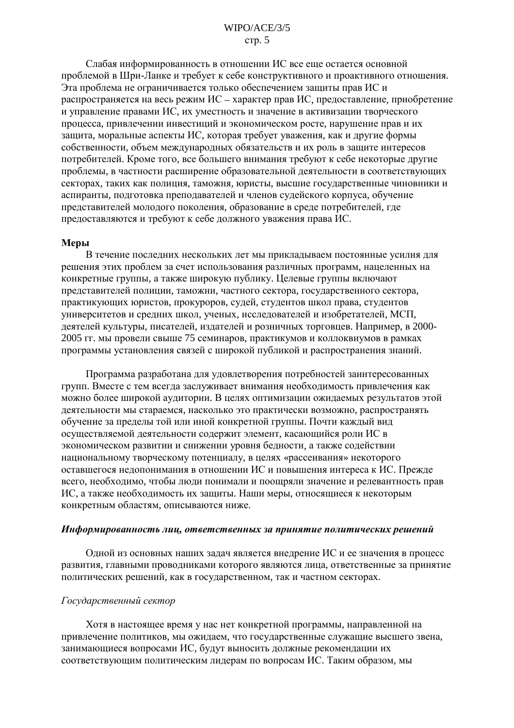Слабая информированность в отношении ИС все еще остается основной проблемой в Шри-Ланке и требует к себе конструктивного и проактивного отношения. Эта проблема не ограничивается только обеспечением защиты прав ИС и распространяется на весь режим ИС – характер прав ИС, предоставление, приобретение и управление правами ИС, их уместность и значение в активизации творческого процесса, привлечении инвестиций и экономическом росте, нарушение прав и их защита, моральные аспекты ИС, которая требует уважения, как и другие формы собственности, объем международных обязательств и их роль в защите интересов потребителей. Кроме того, все большего внимания требуют к себе некоторые другие проблемы, в частности расширение образовательной деятельности в соответствующих секторах, таких как полиция, таможня, юристы, высшие государственные чиновники и аспиранты, подготовка преподавателей и членов судейского корпуса, обучение представителей молодого поколения, образование в среде потребителей, где предоставляются и требуют к себе должного уважения права ИС.

**Меры**

В течение последних нескольких лет мы прикладываем постоянные усилия для решения этих проблем за счет использования различных программ, нацеленных на конкретные группы, а также широкую публику. Целевые группы включают представителей полиции, таможни, частного сектора, государственного сектора, практикующих юристов, прокуроров, судей, студентов школ права, студентов университетов и средних школ, ученых, исследователей и изобретателей, МСП, деятелей культуры, писателей, издателей и розничных торговцев. Например, в 2000-2005 гг. мы провели свыше 75 семинаров, практикумов и коллоквиумов в рамках программы установления связей с широкой публикой и распространения знаний.

Программа разработана для удовлетворения потребностей заинтересованных групп. Вместе с тем всегда заслуживает внимания необходимость привлечения как можно более широкой аудитории. В целях оптимизации ожидаемых результатов этой деятельности мы стараемся, насколько это практически возможно, распространять обучение за пределы той или иной конкретной группы. Почти каждый вид осуществляемой деятельности содержит элемент, касающийся роли ИС в экономическом развитии и снижении уровня бедности, а также содействии национальному творческому потенциалу, в целях «рассеивания» некоторого оставшегося недопонимания в отношении ИС и повышения интереса к ИС. Прежде всего, необходимо, чтобы люди понимали и поощряли значение и релевантность прав ИС, а также необходимость их защиты. Наши меры, относящиеся к некоторым конкретным областям, описываются ниже.

***Информированность лиц, ответственных за принятие политических решений***

Одной из основных наших задач является внедрение ИС и ее значения в процесс развития, главными проводниками которого являются лица, ответственные за принятие политических решений, как в государственном, так и частном секторах.

*Государственный сектор*

Хотя в настоящее время у нас нет конкретной программы, направленной на привлечение политиков, мы ожидаем, что государственные служащие высшего звена, занимающиеся вопросами ИС, будут выносить должные рекомендации их соответствующим политическим лидерам по вопросам ИС. Таким образом, мы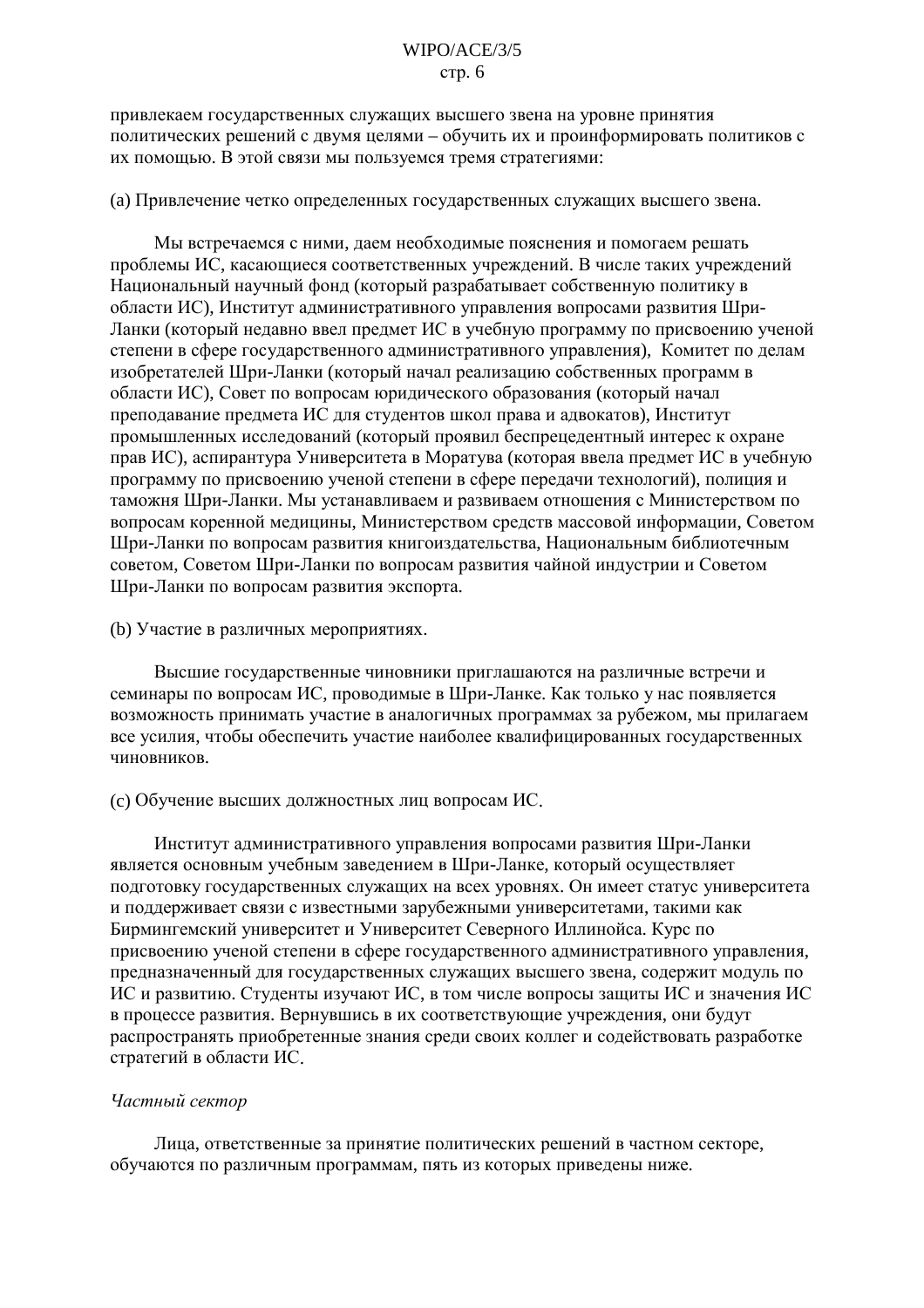привлекаем государственных служащих высшего звена на уровне принятия политических решений с двумя целями – обучить их и проинформировать политиков с их помощью. В этой связи мы пользуемся тремя стратегиями:

(a) Привлечение четко определенных государственных служащих высшего звена.

Мы встречаемся с ними, даем необходимые пояснения и помогаем решать проблемы ИС, касающиеся соответственных учреждений. В числе таких учреждений Национальный научный фонд (который разрабатывает собственную политику в области ИС), Институт административного управления вопросами развития Шри-Ланки (который недавно ввел предмет ИС в учебную программу по присвоению ученой степени в сфере государственного административного управления), Комитет по делам изобретателей Шри-Ланки (который начал реализацию собственных программ в области ИС), Совет по вопросам юридического образования (который начал преподавание предмета ИС для студентов школ права и адвокатов), Институт промышленных исследований (который проявил беспрецедентный интерес к охране прав ИС), аспирантура Университета в Моратува (которая ввела предмет ИС в учебную программу по присвоению ученой степени в сфере передачи технологий), полиция и таможня Шри-Ланки. Мы устанавливаем и развиваем отношения с Министерством по вопросам коренной медицины, Министерством средств массовой информации, Советом Шри-Ланки по вопросам развития книгоиздательства, Национальным библиотечным советом, Советом Шри-Ланки по вопросам развития чайной индустрии и Советом Шри-Ланки по вопросам развития экспорта.

(b) Участие в различных мероприятиях.

Высшие государственные чиновники приглашаются на различные встречи и семинары по вопросам ИС, проводимые в Шри-Ланке. Как только у нас появляется возможность принимать участие в аналогичных программах за рубежом, мы прилагаем все усилия, чтобы обеспечить участие наиболее квалифицированных государственных чиновников.

(c) Обучение высших должностных лиц вопросам ИС.

Институт административного управления вопросами развития Шри-Ланки является основным учебным заведением в Шри-Ланке, который осуществляет подготовку государственных служащих на всех уровнях. Он имеет статус университета и поддерживает связи с известными зарубежными университетами, такими как Бирмингемский университет и Университет Северного Иллинойса. Курс по присвоению ученой степени в сфере государственного административного управления, предназначенный для государственных служащих высшего звена, содержит модуль по ИС и развитию. Студенты изучают ИС, в том числе вопросы защиты ИС и значения ИС в процессе развития. Вернувшись в их соответствующие учреждения, они будут распространять приобретенные знания среди своих коллег и содействовать разработке стратегий в области ИС.

*Частный сектор*

Лица, ответственные за принятие политических решений в частном секторе, обучаются по различным программам, пять из которых приведены ниже.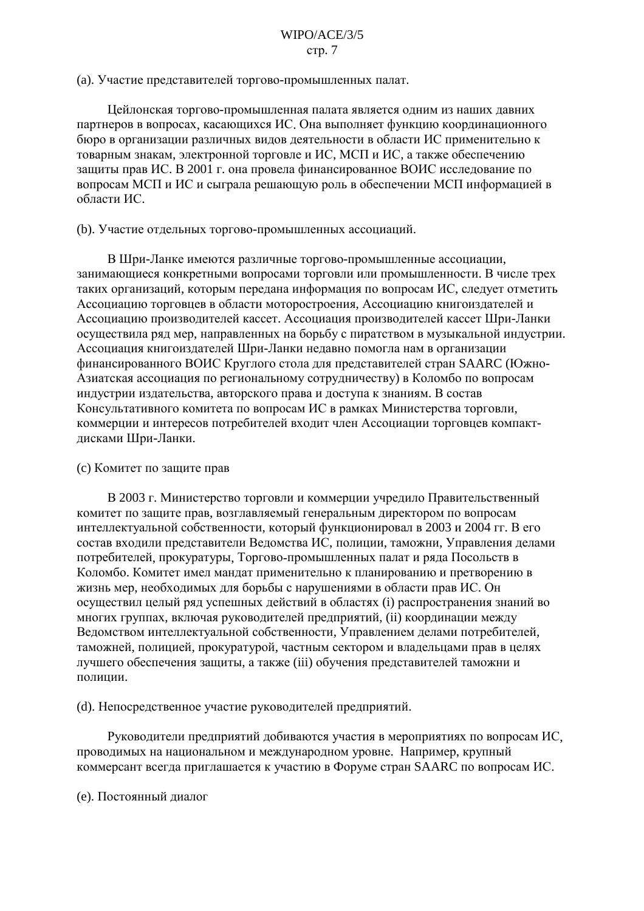(a). Участие представителей торгово-промышленных палат.

Цейлонская торгово-промышленная палата является одним из наших давних партнеров в вопросах, касающихся ИС. Она выполняет функцию координационного бюро в организации различных видов деятельности в области ИС применительно к товарным знакам, электронной торговле и ИС, МСП и ИС, а также обеспечению защиты прав ИС. В 2001 г. она провела финансированное ВОИС исследование по вопросам МСП и ИС и сыграла решающую роль в обеспечении МСП информацией в области ИС.

(b). Участие отдельных торгово-промышленных ассоциаций.

В Шри-Ланке имеются различные торгово-промышленные ассоциации, занимающиеся конкретными вопросами торговли или промышленности. В числе трех таких организаций, которым передана информация по вопросам ИС, следует отметить Ассоциацию торговцев в области моторостроения, Ассоциацию книгоиздателей и Ассоциацию производителей кассет. Ассоциация производителей кассет Шри-Ланки осуществила ряд мер, направленных на борьбу с пиратством в музыкальной индустрии. Ассоциация книгоиздателей Шри-Ланки недавно помогла нам в организации финансированного ВОИС Круглого стола для представителей стран SAARC (Южно-Азиатская ассоциация по региональному сотрудничеству) в Коломбо по вопросам индустрии издательства, авторского права и доступа к знаниям. В состав Консультативного комитета по вопросам ИС в рамках Министерства торговли, коммерции и интересов потребителей входит член Ассоциации торговцев компакт-дисками Шри-Ланки.

(c) Комитет по защите прав

В 2003 г. Министерство торговли и коммерции учредило Правительственный комитет по защите прав, возглавляемый генеральным директором по вопросам интеллектуальной собственности, который функционировал в 2003 и 2004 гг. В его состав входили представители Ведомства ИС, полиции, таможни, Управления делами потребителей, прокуратуры, Торгово-промышленных палат и ряда Посольств в Коломбо. Комитет имел мандат применительно к планированию и претворению в жизнь мер, необходимых для борьбы с нарушениями в области прав ИС. Он осуществил целый ряд успешных действий в областях (i) распространения знаний во многих группах, включая руководителей предприятий, (ii) координации между Ведомством интеллектуальной собственности, Управлением делами потребителей, таможней, полицией, прокуратурой, частным сектором и владельцами прав в целях лучшего обеспечения защиты, а также (iii) обучения представителей таможни и полиции.

(d). Непосредственное участие руководителей предприятий.

Руководители предприятий добиваются участия в мероприятиях по вопросам ИС, проводимых на национальном и международном уровне. Например, крупный коммерсант всегда приглашается к участию в Форуме стран SAARC по вопросам ИС.

(e). Постоянный диалог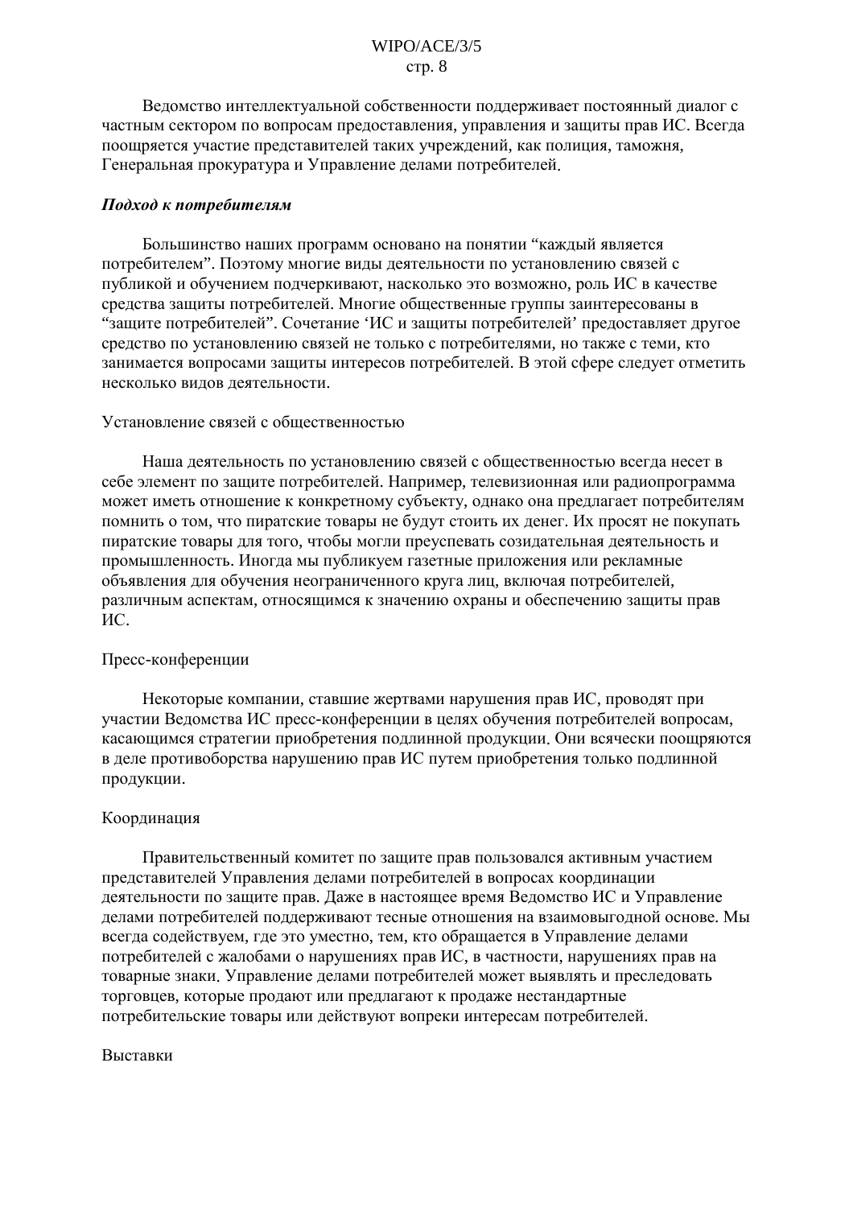Ведомство интеллектуальной собственности поддерживает постоянный диалог с частным сектором по вопросам предоставления, управления и защиты прав ИС. Всегда поощряется участие представителей таких учреждений, как полиция, таможня, Генеральная прокуратура и Управление делами потребителей.

***Подход к потребителям***

Большинство наших программ основано на понятии “каждый является потребителем”. Поэтому многие виды деятельности по установлению связей с публикой и обучением подчеркивают, насколько это возможно, роль ИС в качестве средства защиты потребителей. Многие общественные группы заинтересованы в “защите потребителей”. Сочетание ‘ИС и защиты потребителей’ предоставляет другое средство по установлению связей не только с потребителями, но также с теми, кто занимается вопросами защиты интересов потребителей. В этой сфере следует отметить несколько видов деятельности.

Установление связей с общественностью

Наша деятельность по установлению связей с общественностью всегда несет в себе элемент по защите потребителей. Например, телевизионная или радиопрограмма может иметь отношение к конкретному субъекту, однако она предлагает потребителям помнить о том, что пиратские товары не будут стоить их денег. Их просят не покупать пиратские товары для того, чтобы могли преуспевать созидательная деятельность и промышленность. Иногда мы публикуем газетные приложения или рекламные объявления для обучения неограниченного круга лиц, включая потребителей, различным аспектам, относящимся к значению охраны и обеспечению защиты прав ИС.

Пресс-конференции

Некоторые компании, ставшие жертвами нарушения прав ИС, проводят при участии Ведомства ИС пресс-конференции в целях обучения потребителей вопросам, касающимся стратегии приобретения подлинной продукции. Они всячески поощряются в деле противоборства нарушению прав ИС путем приобретения только подлинной продукции.

Координация

Правительственный комитет по защите прав пользовался активным участием представителей Управления делами потребителей в вопросах координации деятельности по защите прав. Даже в настоящее время Ведомство ИС и Управление делами потребителей поддерживают тесные отношения на взаимовыгодной основе. Мы всегда содействуем, где это уместно, тем, кто обращается в Управление делами потребителей с жалобами о нарушениях прав ИС, в частности, нарушениях прав на товарные знаки. Управление делами потребителей может выявлять и преследовать торговцев, которые продают или предлагают к продаже нестандартные потребительские товары или действуют вопреки интересам потребителей.

Выставки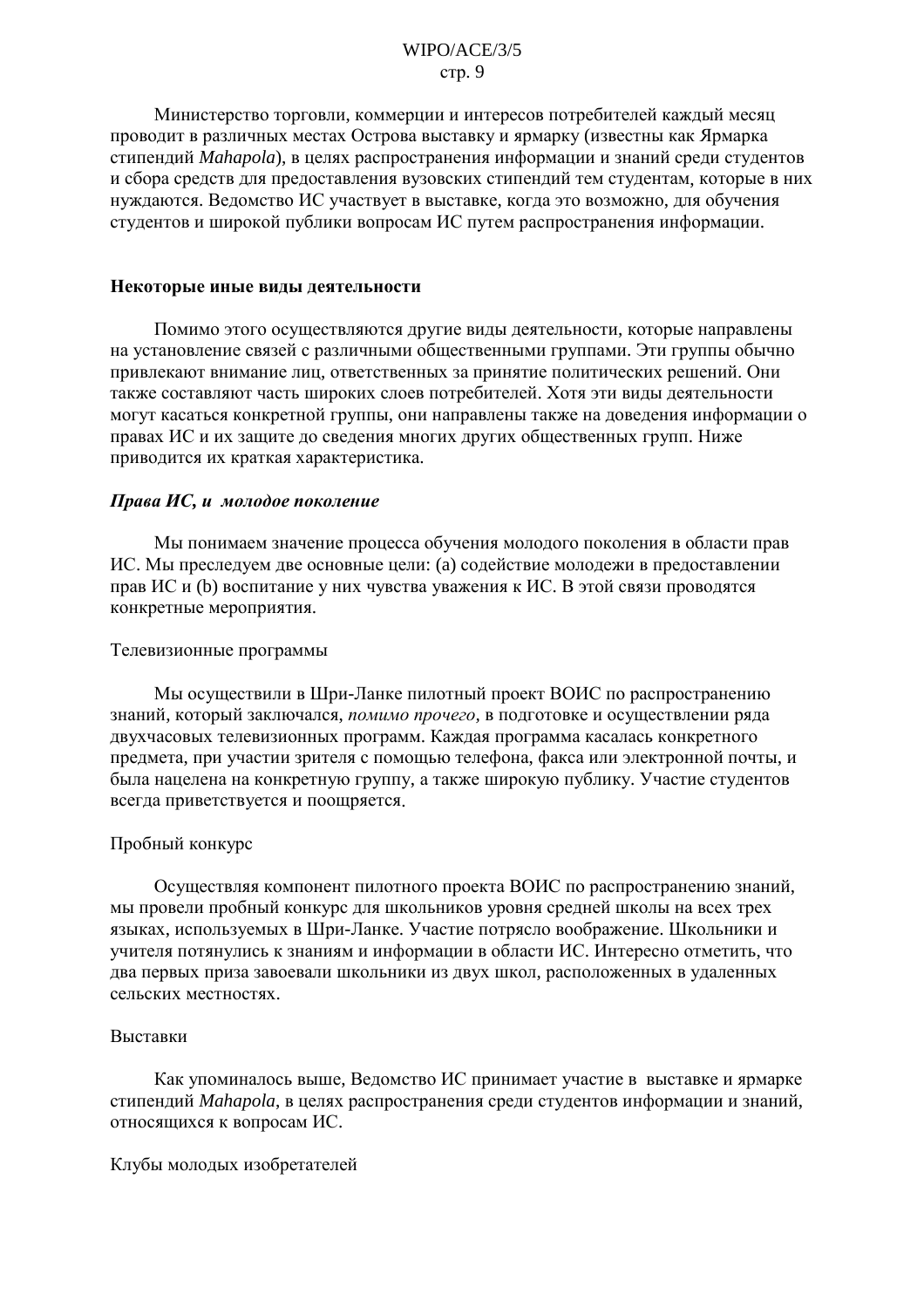Министерство торговли, коммерции и интересов потребителей каждый месяц проводит в различных местах Острова выставку и ярмарку (известны как Ярмарка стипендий *Mahapola*), в целях распространения информации и знаний среди студентов и сбора средств для предоставления вузовских стипендий тем студентам, которые в них нуждаются. Ведомство ИС участвует в выставке, когда это возможно, для обучения студентов и широкой публики вопросам ИС путем распространения информации.

**Некоторые иные виды деятельности**

Помимо этого осуществляются другие виды деятельности, которые направлены на установление связей с различными общественными группами. Эти группы обычно привлекают внимание лиц, ответственных за принятие политических решений. Они также составляют часть широких слоев потребителей. Хотя эти виды деятельности могут касаться конкретной группы, они направлены также на доведения информации о правах ИС и их защите до сведения многих других общественных групп. Ниже приводится их краткая характеристика.

***Права ИС, и молодое поколение***

Мы понимаем значение процесса обучения молодого поколения в области прав ИС. Мы преследуем две основные цели: (a) содействие молодежи в предоставлении прав ИС и (b) воспитание у них чувства уважения к ИС. В этой связи проводятся конкретные мероприятия.

Телевизионные программы

Мы осуществили в Шри-Ланке пилотный проект ВОИС по распространению знаний, который заключался, *помимо прочего*, в подготовке и осуществлении ряда двухчасовых телевизионных программ. Каждая программа касалась конкретного предмета, при участии зрителя с помощью телефона, факса или электронной почты, и была нацелена на конкретную группу, а также широкую публику. Участие студентов всегда приветствуется и поощряется.

Пробный конкурс

Осуществляя компонент пилотного проекта ВОИС по распространению знаний, мы провели пробный конкурс для школьников уровня средней школы на всех трех языках, используемых в Шри-Ланке. Участие потрясло воображение. Школьники и учителя потянулись к знаниям и информации в области ИС. Интересно отметить, что два первых приза завоевали школьники из двух школ, расположенных в удаленных сельских местностях.

Выставки

Как упоминалось выше, Ведомство ИС принимает участие в выставке и ярмарке стипендий *Mahapola*, в целях распространения среди студентов информации и знаний, относящихся к вопросам ИС.

Клубы молодых изобретателей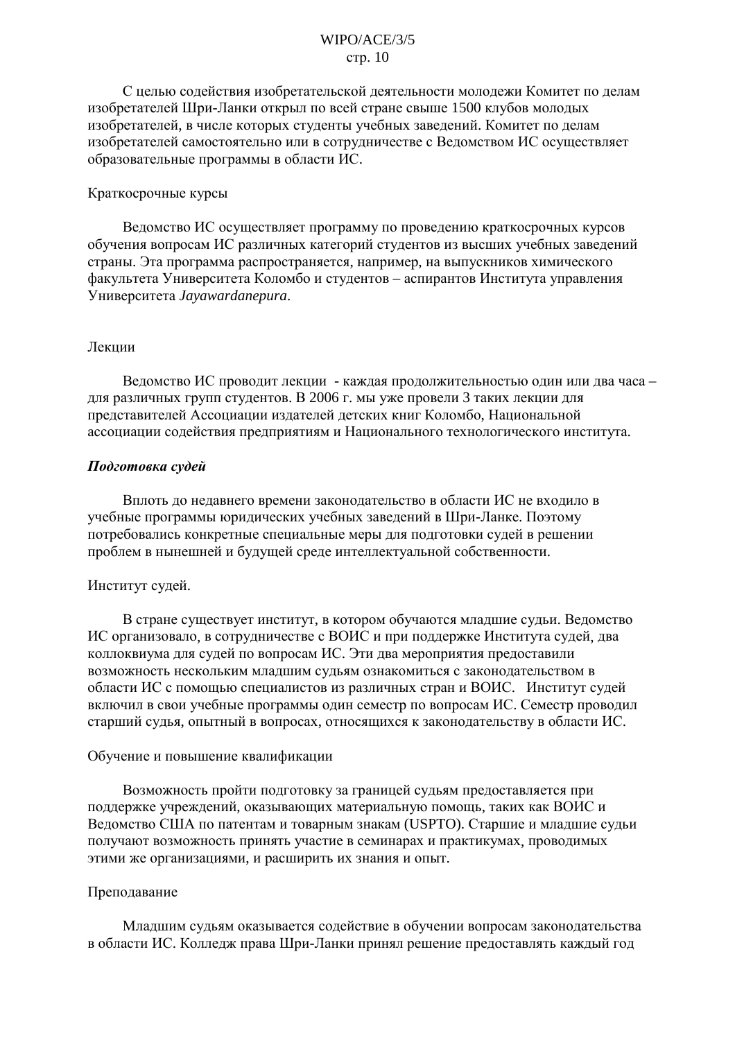С целью содействия изобретательской деятельности молодежи Комитет по делам изобретателей Шри-Ланки открыл по всей стране свыше 1500 клубов молодых изобретателей, в числе которых студенты учебных заведений. Комитет по делам изобретателей самостоятельно или в сотрудничестве с Ведомством ИС осуществляет образовательные программы в области ИС.

Краткосрочные курсы

Ведомство ИС осуществляет программу по проведению краткосрочных курсов обучения вопросам ИС различных категорий студентов из высших учебных заведений страны. Эта программа распространяется, например, на выпускников химического факультета Университета Коломбо и студентов – аспирантов Института управления Университета *Jayawardanepura*.

Лекции

Ведомство ИС проводит лекции - каждая продолжительностью один или два часа – для различных групп студентов. В 2006 г. мы уже провели 3 таких лекции для представителей Ассоциации издателей детских книг Коломбо, Национальной ассоциации содействия предприятиям и Национального технологического института.

***Подготовка судей***

Вплоть до недавнего времени законодательство в области ИС не входило в учебные программы юридических учебных заведений в Шри-Ланке. Поэтому потребовались конкретные специальные меры для подготовки судей в решении проблем в нынешней и будущей среде интеллектуальной собственности.

Институт судей.

В стране существует институт, в котором обучаются младшие судьи. Ведомство ИС организовало, в сотрудничестве с ВОИС и при поддержке Института судей, два коллоквиума для судей по вопросам ИС. Эти два мероприятия предоставили возможность нескольким младшим судьям ознакомиться с законодательством в области ИС с помощью специалистов из различных стран и ВОИС. Институт судей включил в свои учебные программы один семестр по вопросам ИС. Семестр проводил старший судья, опытный в вопросах, относящихся к законодательству в области ИС.

Обучение и повышение квалификации

Возможность пройти подготовку за границей судьям предоставляется при поддержке учреждений, оказывающих материальную помощь, таких как ВОИС и Ведомство США по патентам и товарным знакам (USPTO). Старшие и младшие судьи получают возможность принять участие в семинарах и практикумах, проводимых этими же организациями, и расширить их знания и опыт.

Преподавание

Младшим судьям оказывается содействие в обучении вопросам законодательства в области ИС. Колледж права Шри-Ланки принял решение предоставлять каждый год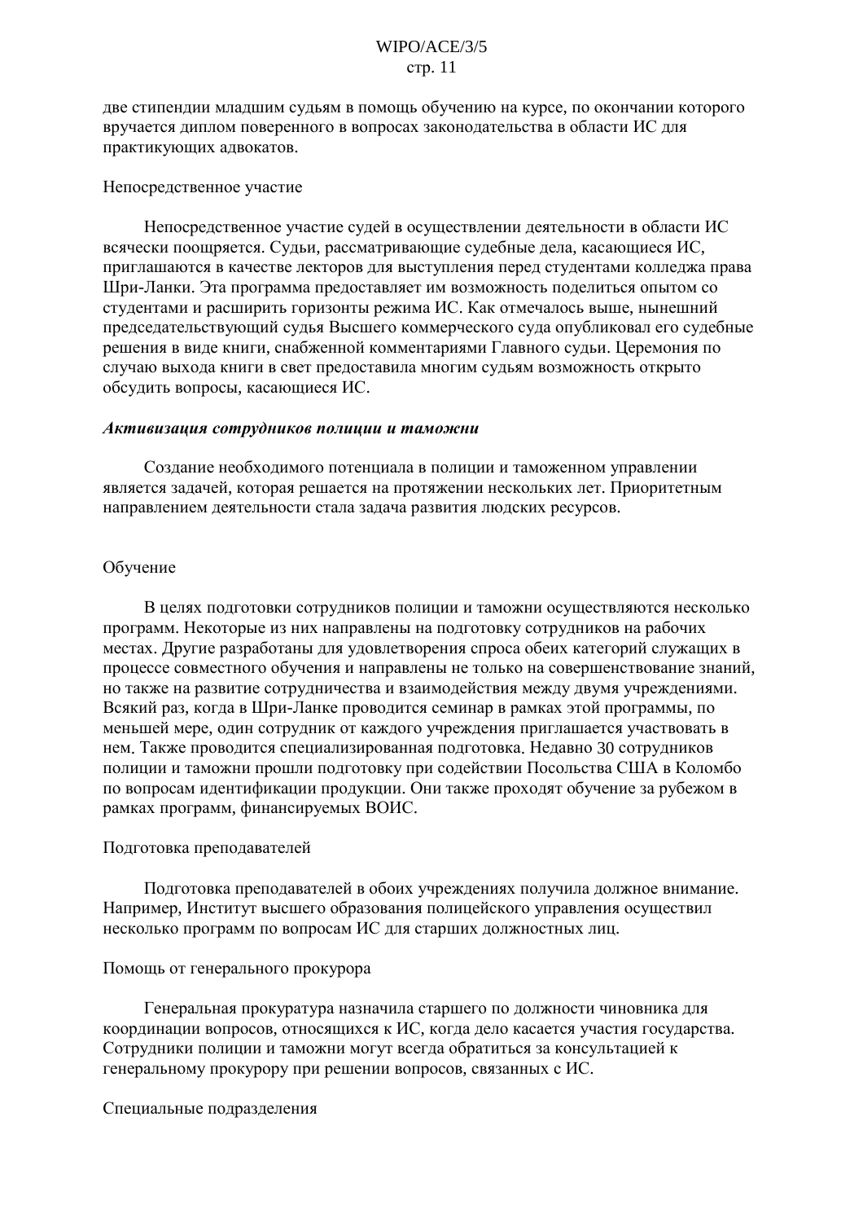две стипендии младшим судьям в помощь обучению на курсе, по окончании которого вручается диплом поверенного в вопросах законодательства в области ИС для практикующих адвокатов.

Непосредственное участие

Непосредственное участие судей в осуществлении деятельности в области ИС всячески поощряется. Судьи, рассматривающие судебные дела, касающиеся ИС, приглашаются в качестве лекторов для выступления перед студентами колледжа права Шри-Ланки. Эта программа предоставляет им возможность поделиться опытом со студентами и расширить горизонты режима ИС. Как отмечалось выше, нынешний председательствующий судья Высшего коммерческого суда опубликовал его судебные решения в виде книги, снабженной комментариями Главного судьи. Церемония по случаю выхода книги в свет предоставила многим судьям возможность открыто обсудить вопросы, касающиеся ИС.

***Активизация сотрудников полиции и таможни***

Создание необходимого потенциала в полиции и таможенном управлении является задачей, которая решается на протяжении нескольких лет. Приоритетным направлением деятельности стала задача развития людских ресурсов.

Обучение

В целях подготовки сотрудников полиции и таможни осуществляются несколько программ. Некоторые из них направлены на подготовку сотрудников на рабочих местах. Другие разработаны для удовлетворения спроса обеих категорий служащих в процессе совместного обучения и направлены не только на совершенствование знаний, но также на развитие сотрудничества и взаимодействия между двумя учреждениями. Всякий раз, когда в Шри-Ланке проводится семинар в рамках этой программы, по меньшей мере, один сотрудник от каждого учреждения приглашается участвовать в нем. Также проводится специализированная подготовка. Недавно 30 сотрудников полиции и таможни прошли подготовку при содействии Посольства США в Коломбо по вопросам идентификации продукции. Они также проходят обучение за рубежом в рамках программ, финансируемых ВОИС.

Подготовка преподавателей

Подготовка преподавателей в обоих учреждениях получила должное внимание. Например, Институт высшего образования полицейского управления осуществил несколько программ по вопросам ИС для старших должностных лиц.

Помощь от генерального прокурора

Генеральная прокуратура назначила старшего по должности чиновника для координации вопросов, относящихся к ИС, когда дело касается участия государства. Сотрудники полиции и таможни могут всегда обратиться за консультацией к генеральному прокурору при решении вопросов, связанных с ИС.

Специальные подразделения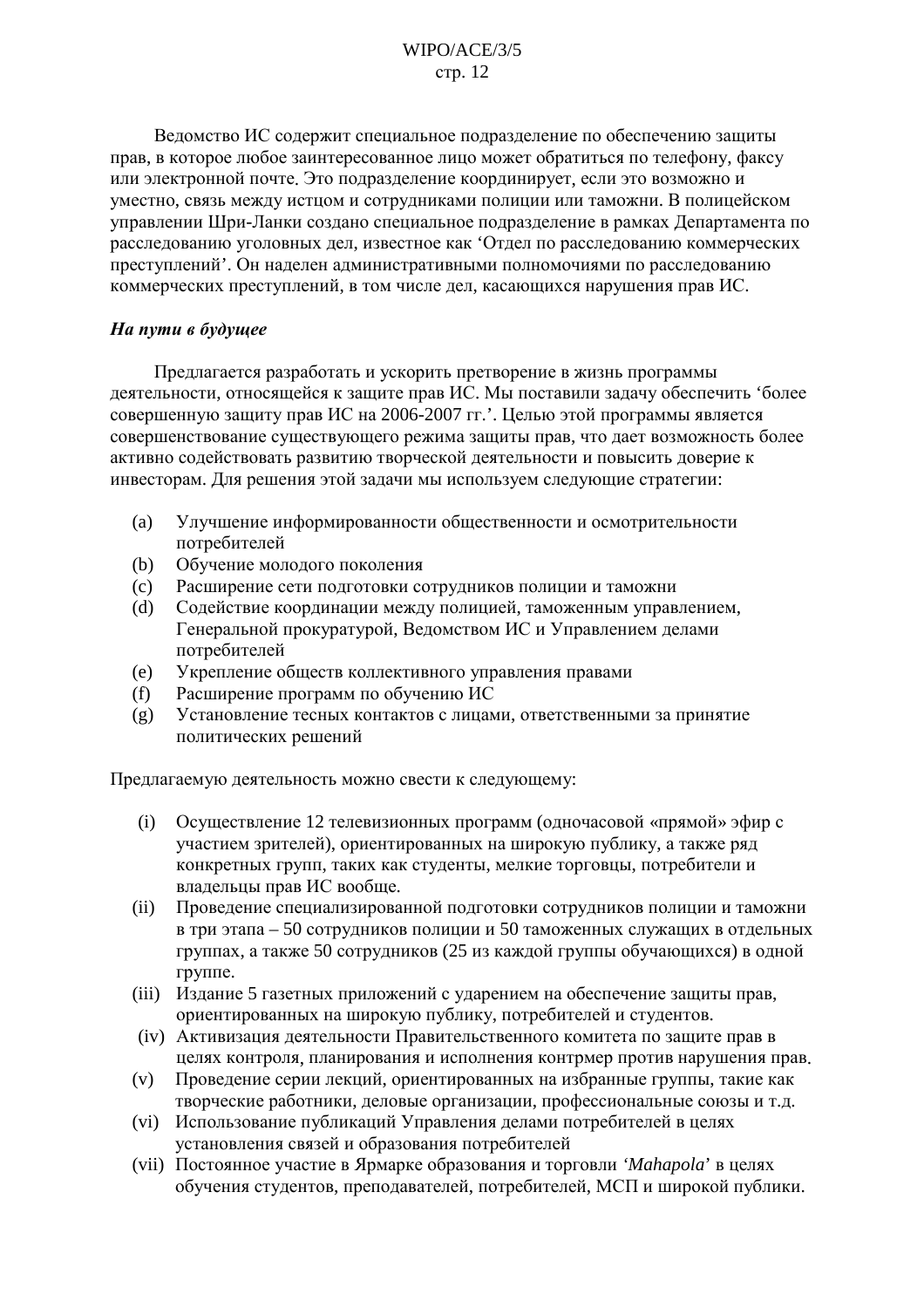Ведомство ИС содержит специальное подразделение по обеспечению защиты прав, в которое любое заинтересованное лицо может обратиться по телефону, факсу или электронной почте. Это подразделение координирует, если это возможно и уместно, связь между истцом и сотрудниками полиции или таможни. В полицейском управлении Шри-Ланки создано специальное подразделение в рамках Департамента по расследованию уголовных дел, известное как 'Отдел по расследованию коммерческих преступлений'. Он наделен административными полномочиями по расследованию коммерческих преступлений, в том числе дел, касающихся нарушения прав ИС.

***На пути в будущее***

Предлагается разработать и ускорить претворение в жизнь программы деятельности, относящейся к защите прав ИС. Мы поставили задачу обеспечить 'более совершенную защиту прав ИС на 2006-2007 гг.'. Целью этой программы является совершенствование существующего режима защиты прав, что дает возможность более активно содействовать развитию творческой деятельности и повысить доверие к инвесторам. Для решения этой задачи мы используем следующие стратегии:

(a) Улучшение информированности общественности и осмотрительности потребителей
(b) Обучение молодого поколения
(c) Расширение сети подготовки сотрудников полиции и таможни
(d) Содействие координации между полицией, таможенным управлением, Генеральной прокуратурой, Ведомством ИС и Управлением делами потребителей
(e) Укрепление обществ коллективного управления правами
(f) Расширение программ по обучению ИС
(g) Установление тесных контактов с лицами, ответственными за принятие политических решений

Предлагаемую деятельность можно свести к следующему:

(i) Осуществление 12 телевизионных программ (одночасовой «прямой» эфир с участием зрителей), ориентированных на широкую публику, а также ряд конкретных групп, таких как студенты, мелкие торговцы, потребители и владельцы прав ИС вообще.
(ii) Проведение специализированной подготовки сотрудников полиции и таможни в три этапа – 50 сотрудников полиции и 50 таможенных служащих в отдельных группах, а также 50 сотрудников (25 из каждой группы обучающихся) в одной группе.
(iii) Издание 5 газетных приложений с ударением на обеспечение защиты прав, ориентированных на широкую публику, потребителей и студентов.
(iv) Активизация деятельности Правительственного комитета по защите прав в целях контроля, планирования и исполнения контрмер против нарушения прав.
(v) Проведение серии лекций, ориентированных на избранные группы, такие как творческие работники, деловые организации, профессиональные союзы и т.д.
(vi) Использование публикаций Управления делами потребителей в целях установления связей и образования потребителей
(vii) Постоянное участие в Ярмарке образования и торговли *'Mahapola'* в целях обучения студентов, преподавателей, потребителей, МСП и широкой публики.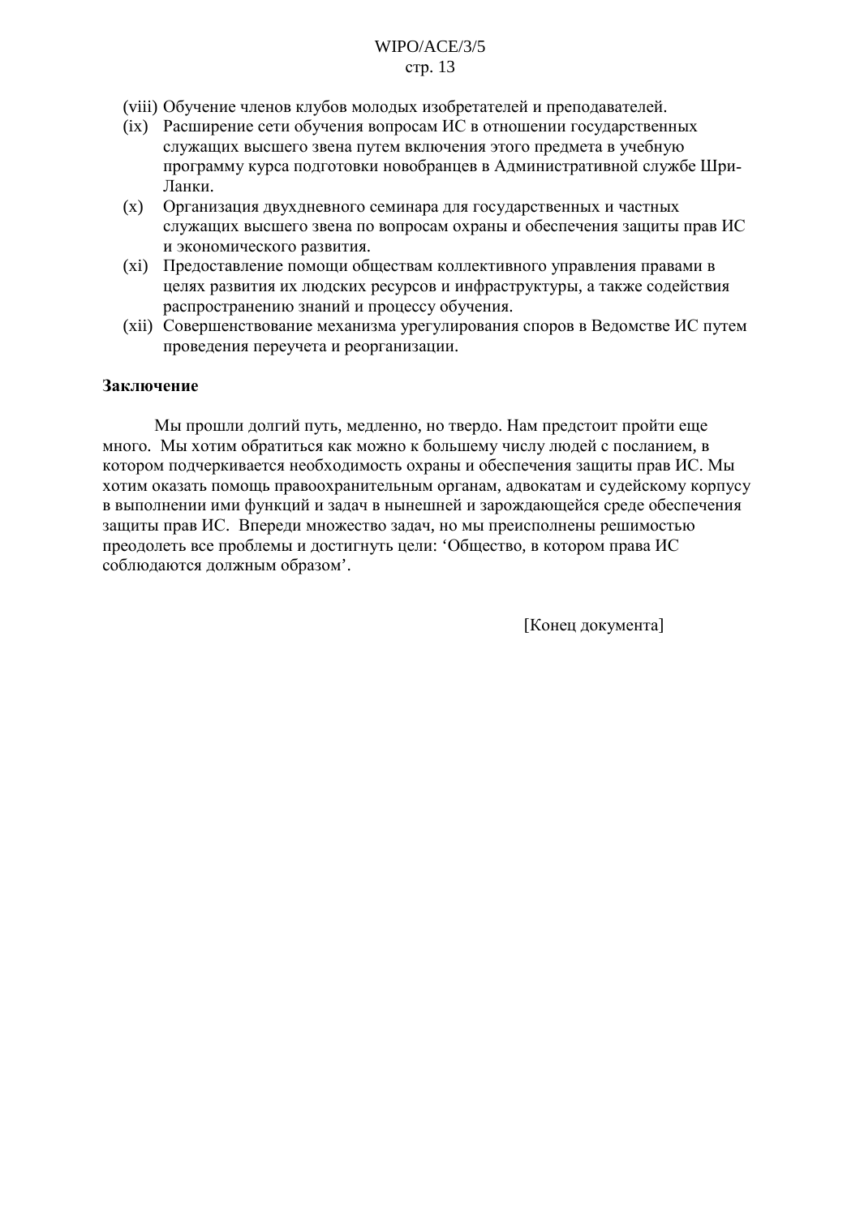(viii) Обучение членов клубов молодых изобретателей и преподавателей.

(ix) Расширение сети обучения вопросам ИС в отношении государственных служащих высшего звена путем включения этого предмета в учебную программу курса подготовки новобранцев в Административной службе Шри-Ланки.

(x) Организация двухдневного семинара для государственных и частных служащих высшего звена по вопросам охраны и обеспечения защиты прав ИС и экономического развития.

(xi) Предоставление помощи обществам коллективного управления правами в целях развития их людских ресурсов и инфраструктуры, а также содействия распространению знаний и процессу обучения.

(xii) Совершенствование механизма урегулирования споров в Ведомстве ИС путем проведения переучета и реорганизации.

**Заключение**

Мы прошли долгий путь, медленно, но твердо. Нам предстоит пройти еще много. Мы хотим обратиться как можно к большему числу людей с посланием, в котором подчеркивается необходимость охраны и обеспечения защиты прав ИС. Мы хотим оказать помощь правоохранительным органам, адвокатам и судейскому корпусу в выполнении ими функций и задач в нынешней и зарождающейся среде обеспечения защиты прав ИС. Впереди множество задач, но мы преисполнены решимостью преодолеть все проблемы и достигнуть цели: ‘Общество, в котором права ИС соблюдаются должным образом’.

[Конец документа]